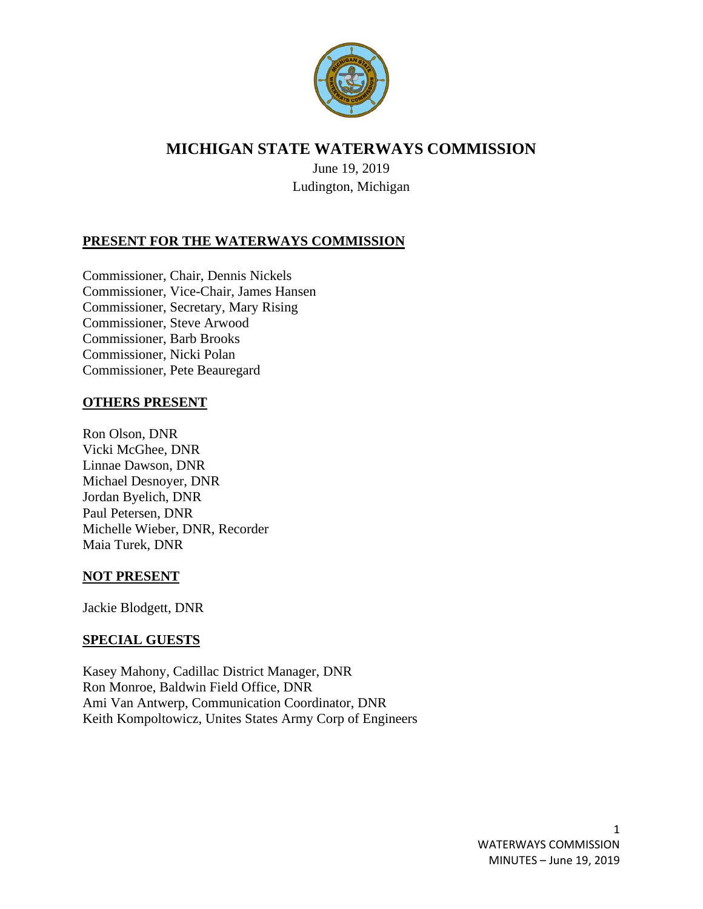# MICHIGAN STATE WATERWAYS COMMISSION

June 19, 2019
Ludington, Michigan

## PRESENT FOR THE WATERWAYS COMMISSION

Commissioner, Chair, Dennis Nickels
Commissioner, Vice-Chair, James Hansen
Commissioner, Secretary, Mary Rising
Commissioner, Steve Arwood
Commissioner, Barb Brooks
Commissioner, Nicki Polan
Commissioner, Pete Beauregard

## OTHERS PRESENT

Ron Olson, DNR
Vicki McGhee, DNR
Linnae Dawson, DNR
Michael Desnoyer, DNR
Jordan Byelich, DNR
Paul Petersen, DNR
Michelle Wieber, DNR, Recorder
Maia Turek, DNR

## NOT PRESENT

Jackie Blodgett, DNR

## SPECIAL GUESTS

Kasey Mahony, Cadillac District Manager, DNR
Ron Monroe, Baldwin Field Office, DNR
Ami Van Antwerp, Communication Coordinator, DNR
Keith Kompoltowicz, Unites States Army Corp of Engineers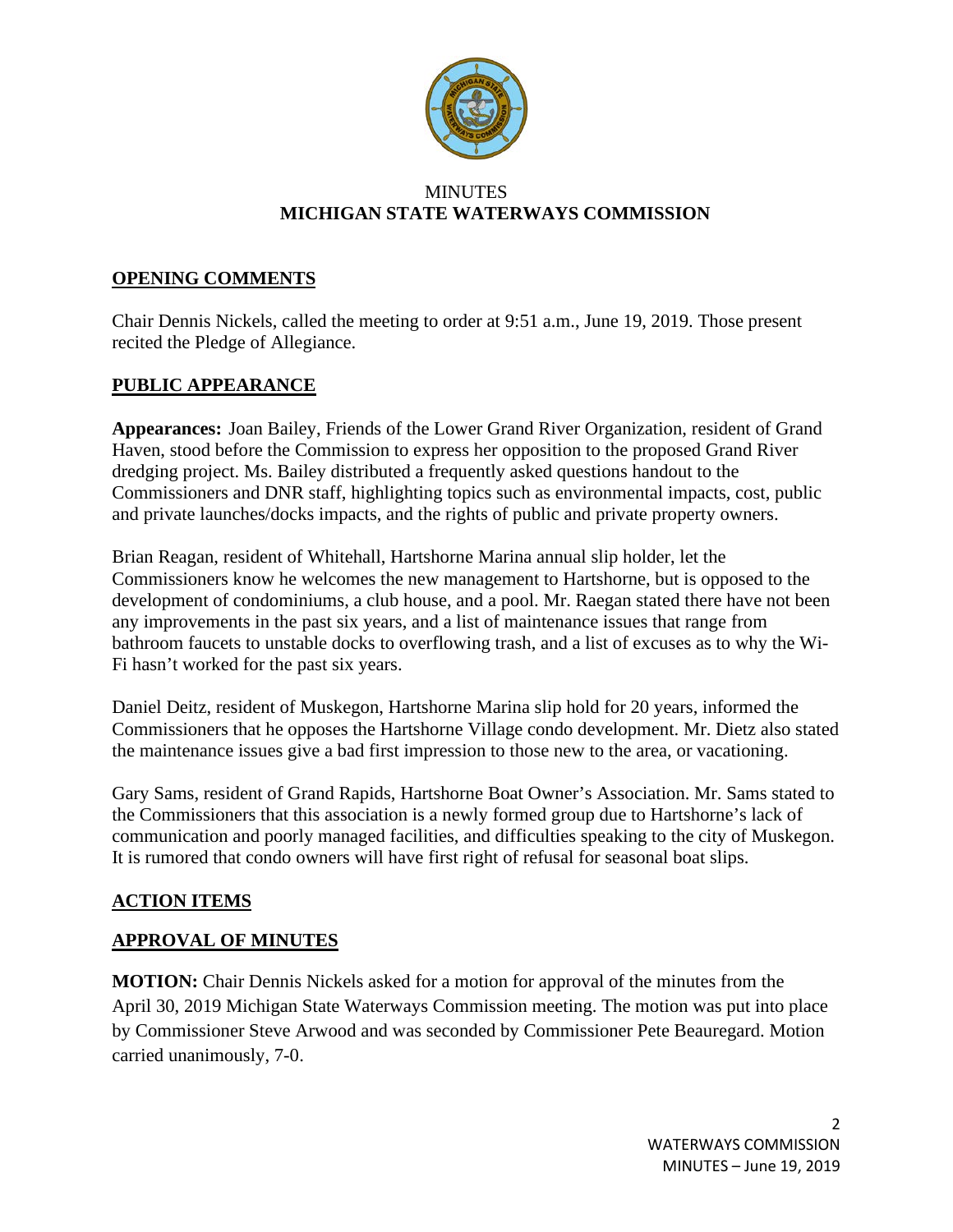MINUTES
**MICHIGAN STATE WATERWAYS COMMISSION**

## OPENING COMMENTS

Chair Dennis Nickels, called the meeting to order at 9:51 a.m., June 19, 2019. Those present recited the Pledge of Allegiance.

## PUBLIC APPEARANCE

**Appearances:** Joan Bailey, Friends of the Lower Grand River Organization, resident of Grand Haven, stood before the Commission to express her opposition to the proposed Grand River dredging project. Ms. Bailey distributed a frequently asked questions handout to the Commissioners and DNR staff, highlighting topics such as environmental impacts, cost, public and private launches/docks impacts, and the rights of public and private property owners.

Brian Reagan, resident of Whitehall, Hartshorne Marina annual slip holder, let the Commissioners know he welcomes the new management to Hartshorne, but is opposed to the development of condominiums, a club house, and a pool. Mr. Raegan stated there have not been any improvements in the past six years, and a list of maintenance issues that range from bathroom faucets to unstable docks to overflowing trash, and a list of excuses as to why the Wi-Fi hasn't worked for the past six years.

Daniel Deitz, resident of Muskegon, Hartshorne Marina slip hold for 20 years, informed the Commissioners that he opposes the Hartshorne Village condo development. Mr. Dietz also stated the maintenance issues give a bad first impression to those new to the area, or vacationing.

Gary Sams, resident of Grand Rapids, Hartshorne Boat Owner's Association. Mr. Sams stated to the Commissioners that this association is a newly formed group due to Hartshorne's lack of communication and poorly managed facilities, and difficulties speaking to the city of Muskegon. It is rumored that condo owners will have first right of refusal for seasonal boat slips.

## ACTION ITEMS

## APPROVAL OF MINUTES

**MOTION:** Chair Dennis Nickels asked for a motion for approval of the minutes from the April 30, 2019 Michigan State Waterways Commission meeting. The motion was put into place by Commissioner Steve Arwood and was seconded by Commissioner Pete Beauregard. Motion carried unanimously, 7-0.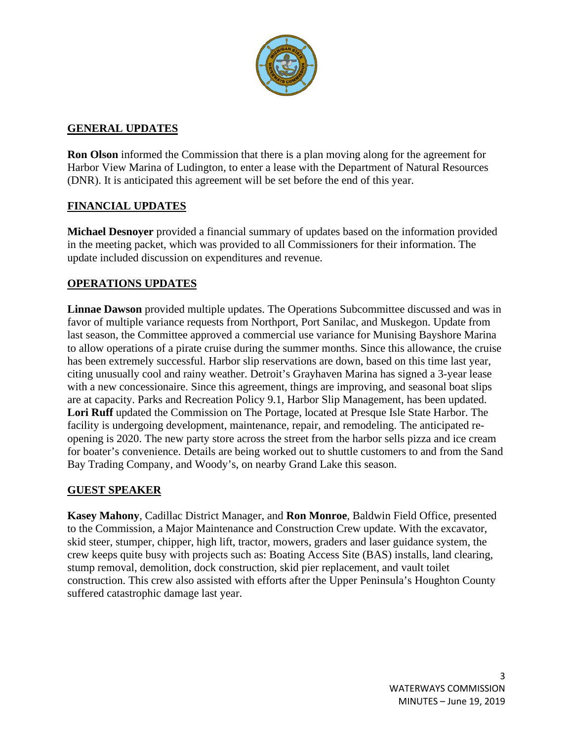## GENERAL UPDATES

**Ron Olson** informed the Commission that there is a plan moving along for the agreement for Harbor View Marina of Ludington, to enter a lease with the Department of Natural Resources (DNR). It is anticipated this agreement will be set before the end of this year.

## FINANCIAL UPDATES

**Michael Desnoyer** provided a financial summary of updates based on the information provided in the meeting packet, which was provided to all Commissioners for their information. The update included discussion on expenditures and revenue.

## OPERATIONS UPDATES

**Linnae Dawson** provided multiple updates. The Operations Subcommittee discussed and was in favor of multiple variance requests from Northport, Port Sanilac, and Muskegon. Update from last season, the Committee approved a commercial use variance for Munising Bayshore Marina to allow operations of a pirate cruise during the summer months. Since this allowance, the cruise has been extremely successful. Harbor slip reservations are down, based on this time last year, citing unusually cool and rainy weather. Detroit's Grayhaven Marina has signed a 3-year lease with a new concessionaire. Since this agreement, things are improving, and seasonal boat slips are at capacity. Parks and Recreation Policy 9.1, Harbor Slip Management, has been updated. **Lori Ruff** updated the Commission on The Portage, located at Presque Isle State Harbor. The facility is undergoing development, maintenance, repair, and remodeling. The anticipated re-opening is 2020. The new party store across the street from the harbor sells pizza and ice cream for boater's convenience. Details are being worked out to shuttle customers to and from the Sand Bay Trading Company, and Woody's, on nearby Grand Lake this season.

## GUEST SPEAKER

**Kasey Mahony**, Cadillac District Manager, and **Ron Monroe**, Baldwin Field Office, presented to the Commission, a Major Maintenance and Construction Crew update. With the excavator, skid steer, stumper, chipper, high lift, tractor, mowers, graders and laser guidance system, the crew keeps quite busy with projects such as: Boating Access Site (BAS) installs, land clearing, stump removal, demolition, dock construction, skid pier replacement, and vault toilet construction. This crew also assisted with efforts after the Upper Peninsula's Houghton County suffered catastrophic damage last year.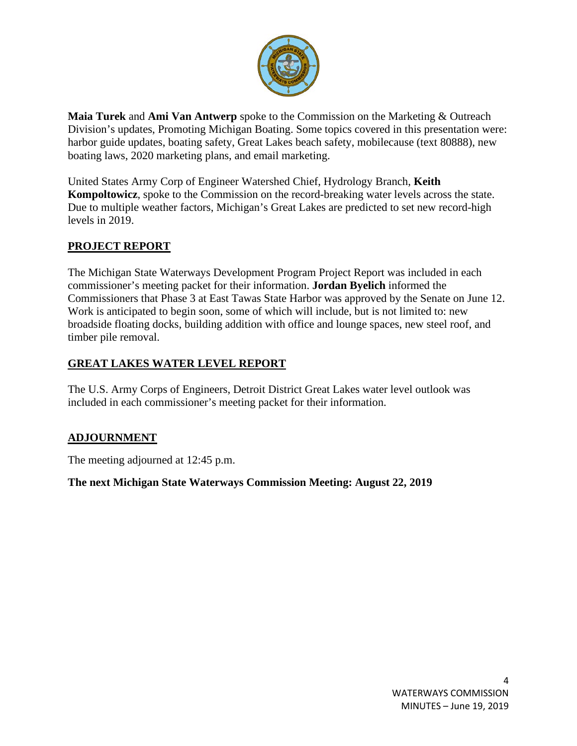**Maia Turek** and **Ami Van Antwerp** spoke to the Commission on the Marketing & Outreach Division's updates, Promoting Michigan Boating. Some topics covered in this presentation were: harbor guide updates, boating safety, Great Lakes beach safety, mobilecause (text 80888), new boating laws, 2020 marketing plans, and email marketing.

United States Army Corp of Engineer Watershed Chief, Hydrology Branch, **Keith Kompoltowicz**, spoke to the Commission on the record-breaking water levels across the state. Due to multiple weather factors, Michigan's Great Lakes are predicted to set new record-high levels in 2019.

## PROJECT REPORT

The Michigan State Waterways Development Program Project Report was included in each commissioner's meeting packet for their information. **Jordan Byelich** informed the Commissioners that Phase 3 at East Tawas State Harbor was approved by the Senate on June 12. Work is anticipated to begin soon, some of which will include, but is not limited to: new broadside floating docks, building addition with office and lounge spaces, new steel roof, and timber pile removal.

## GREAT LAKES WATER LEVEL REPORT

The U.S. Army Corps of Engineers, Detroit District Great Lakes water level outlook was included in each commissioner's meeting packet for their information.

## ADJOURNMENT

The meeting adjourned at 12:45 p.m.

**The next Michigan State Waterways Commission Meeting: August 22, 2019**